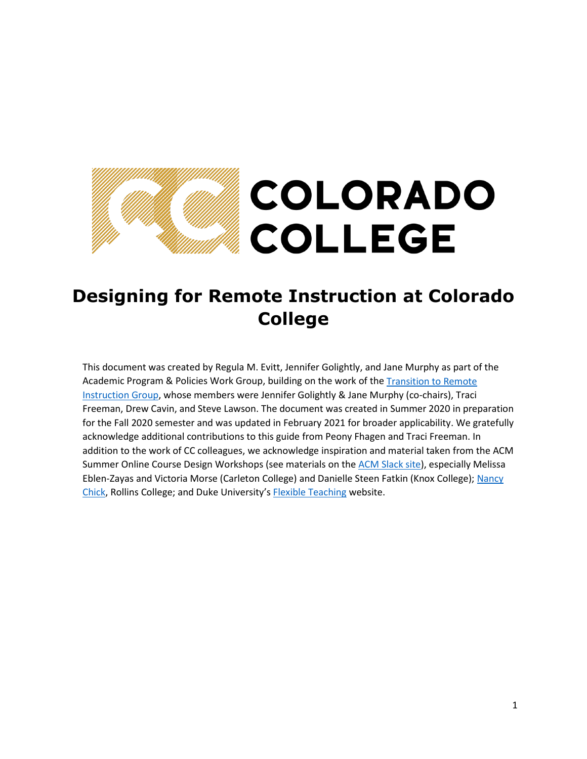# Designing for Remote Instruction at Colorado College

This document was created by Regula M. Evitt, Jennifer Golightly, and Jane Murphy as part of the Academic Program & Policies Work Group, building on the work of the [Transition to Remote Instruction Group](), whose members were Jennifer Golightly & Jane Murphy (co-chairs), Traci Freeman, Drew Cavin, and Steve Lawson. The document was created in Summer 2020 in preparation for the Fall 2020 semester and was updated in February 2021 for broader applicability. We gratefully acknowledge additional contributions to this guide from Peony Fhagen and Traci Freeman. In addition to the work of CC colleagues, we acknowledge inspiration and material taken from the ACM Summer Online Course Design Workshops (see materials on the [ACM Slack site]()), especially Melissa Eblen-Zayas and Victoria Morse (Carleton College) and Danielle Steen Fatkin (Knox College); [Nancy Chick](), Rollins College; and Duke University's [Flexible Teaching]() website.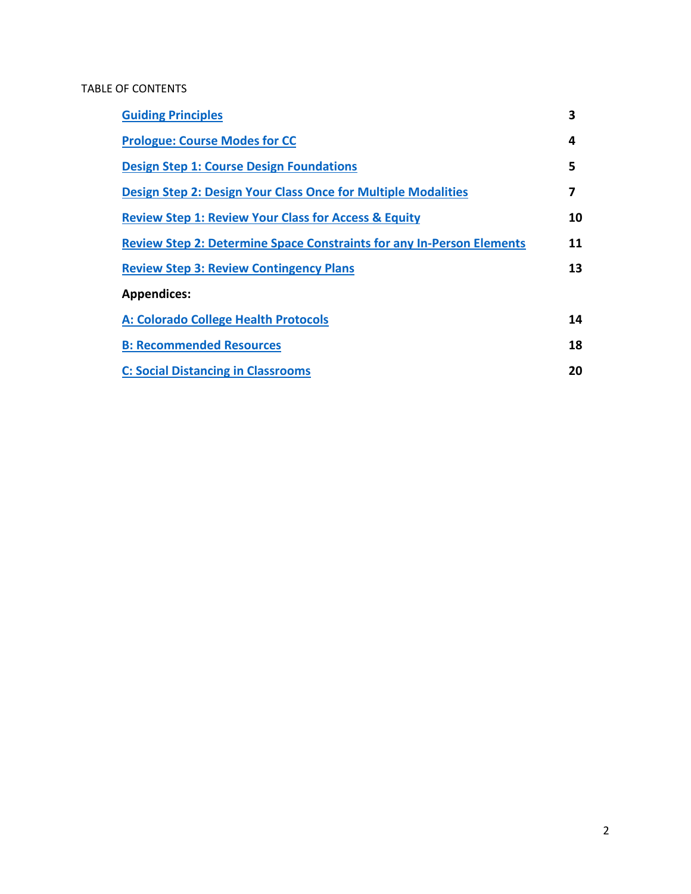TABLE OF CONTENTS

| | |
|---|---|
| **Guiding Principles** | **3** |
| **Prologue: Course Modes for CC** | **4** |
| **Design Step 1: Course Design Foundations** | **5** |
| **Design Step 2: Design Your Class Once for Multiple Modalities** | **7** |
| **Review Step 1: Review Your Class for Access & Equity** | **10** |
| **Review Step 2: Determine Space Constraints for any In-Person Elements** | **11** |
| **Review Step 3: Review Contingency Plans** | **13** |
| **Appendices:** | |
| **A: Colorado College Health Protocols** | **14** |
| **B: Recommended Resources** | **18** |
| **C: Social Distancing in Classrooms** | **20** |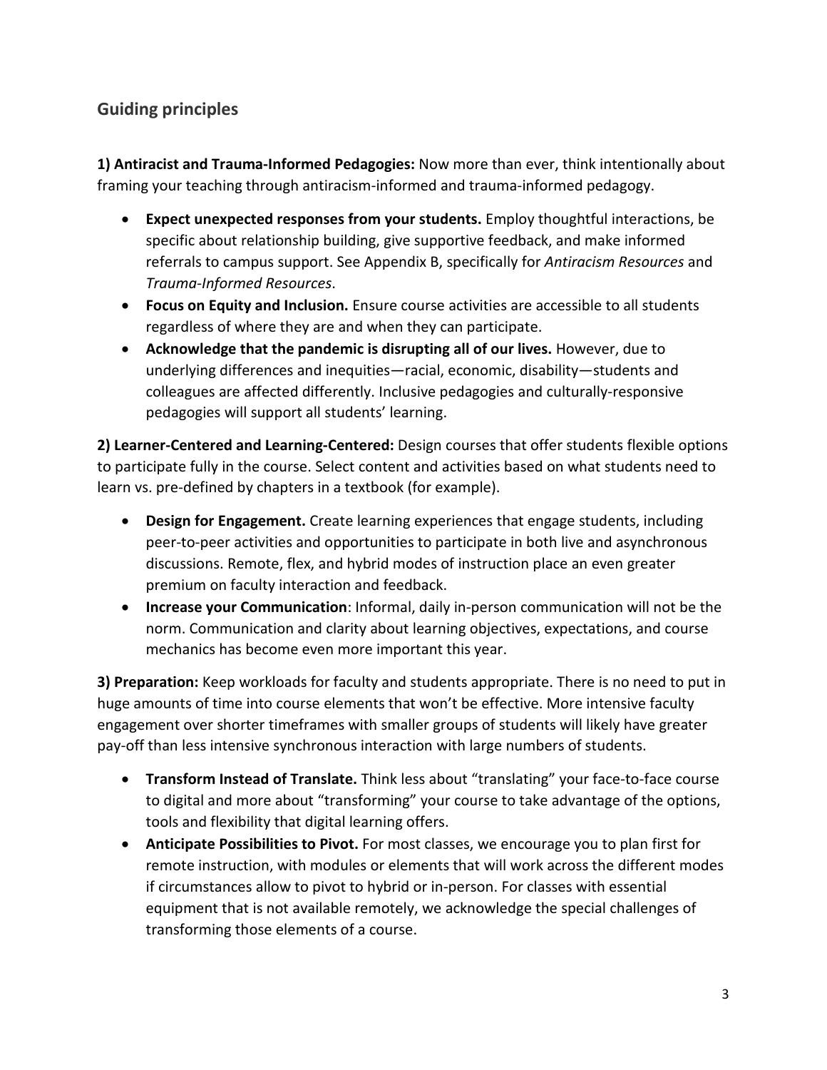## Guiding principles

**1) Antiracist and Trauma-Informed Pedagogies:** Now more than ever, think intentionally about framing your teaching through antiracism-informed and trauma-informed pedagogy.

- **Expect unexpected responses from your students.** Employ thoughtful interactions, be specific about relationship building, give supportive feedback, and make informed referrals to campus support. See Appendix B, specifically for *Antiracism Resources* and *Trauma-Informed Resources*.
- **Focus on Equity and Inclusion.** Ensure course activities are accessible to all students regardless of where they are and when they can participate.
- **Acknowledge that the pandemic is disrupting all of our lives.** However, due to underlying differences and inequities—racial, economic, disability—students and colleagues are affected differently. Inclusive pedagogies and culturally-responsive pedagogies will support all students' learning.

**2) Learner-Centered and Learning-Centered:** Design courses that offer students flexible options to participate fully in the course. Select content and activities based on what students need to learn vs. pre-defined by chapters in a textbook (for example).

- **Design for Engagement.** Create learning experiences that engage students, including peer-to-peer activities and opportunities to participate in both live and asynchronous discussions. Remote, flex, and hybrid modes of instruction place an even greater premium on faculty interaction and feedback.
- **Increase your Communication**: Informal, daily in-person communication will not be the norm. Communication and clarity about learning objectives, expectations, and course mechanics has become even more important this year.

**3) Preparation:** Keep workloads for faculty and students appropriate. There is no need to put in huge amounts of time into course elements that won't be effective. More intensive faculty engagement over shorter timeframes with smaller groups of students will likely have greater pay-off than less intensive synchronous interaction with large numbers of students.

- **Transform Instead of Translate.** Think less about "translating" your face-to-face course to digital and more about "transforming" your course to take advantage of the options, tools and flexibility that digital learning offers.
- **Anticipate Possibilities to Pivot.** For most classes, we encourage you to plan first for remote instruction, with modules or elements that will work across the different modes if circumstances allow to pivot to hybrid or in-person. For classes with essential equipment that is not available remotely, we acknowledge the special challenges of transforming those elements of a course.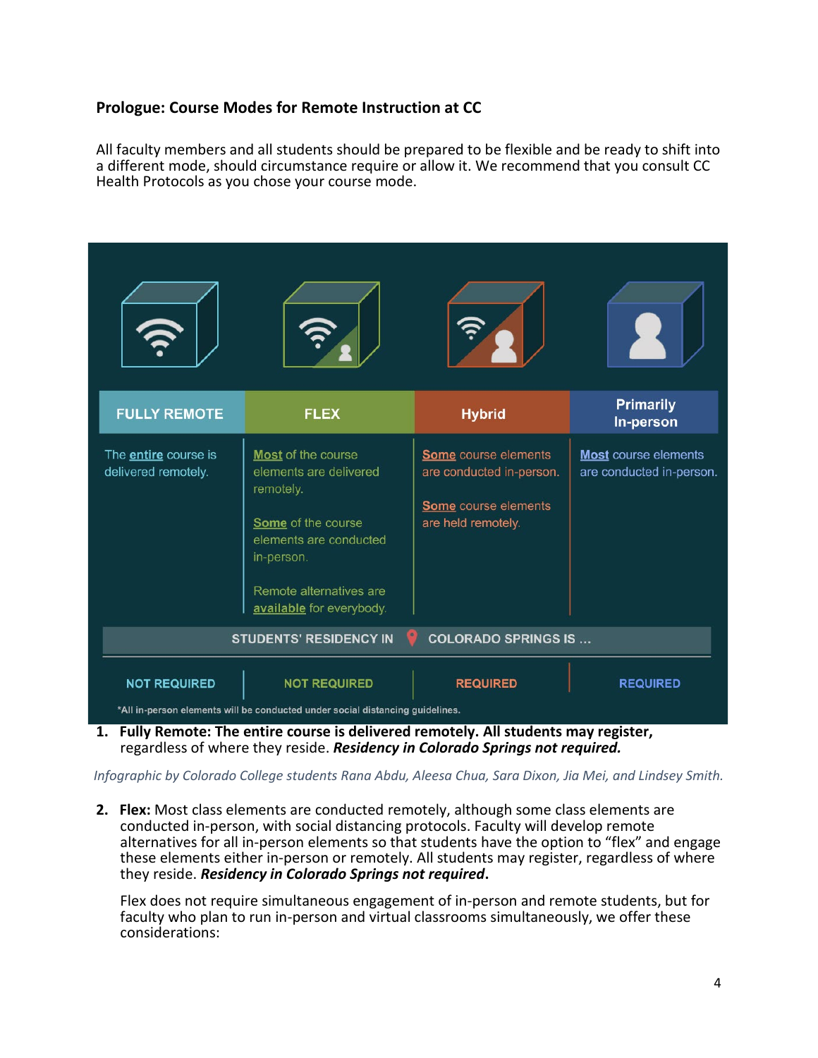**Prologue: Course Modes for Remote Instruction at CC**

All faculty members and all students should be prepared to be flexible and be ready to shift into a different mode, should circumstance require or allow it. We recommend that you consult CC Health Protocols as you chose your course mode.

| FULLY REMOTE | FLEX | Hybrid | Primarily In-person |
|---|---|---|---|
| The **entire** course is delivered remotely. | **Most** of the course elements are delivered remotely. Some of the course elements are conducted in-person. Remote alternatives are **available** for everybody. | **Some** course elements are conducted in-person. **Some** course elements are held remotely. | **Most** course elements are conducted in-person. |
| STUDENTS' RESIDENCY IN COLORADO SPRINGS IS ... | | | |
| NOT REQUIRED | NOT REQUIRED | REQUIRED | REQUIRED |

*All in-person elements will be conducted under social distancing guidelines.

1. **Fully Remote: The entire course is delivered remotely. All students may register, regardless of where they reside. *Residency in Colorado Springs not required.***

*Infographic by Colorado College students Rana Abdu, Aleesa Chua, Sara Dixon, Jia Mei, and Lindsey Smith.*

2. **Flex:** Most class elements are conducted remotely, although some class elements are conducted in-person, with social distancing protocols. Faculty will develop remote alternatives for all in-person elements so that students have the option to "flex" and engage these elements either in-person or remotely. All students may register, regardless of where they reside. ***Residency in Colorado Springs not required*.**

   Flex does not require simultaneous engagement of in-person and remote students, but for faculty who plan to run in-person and virtual classrooms simultaneously, we offer these considerations: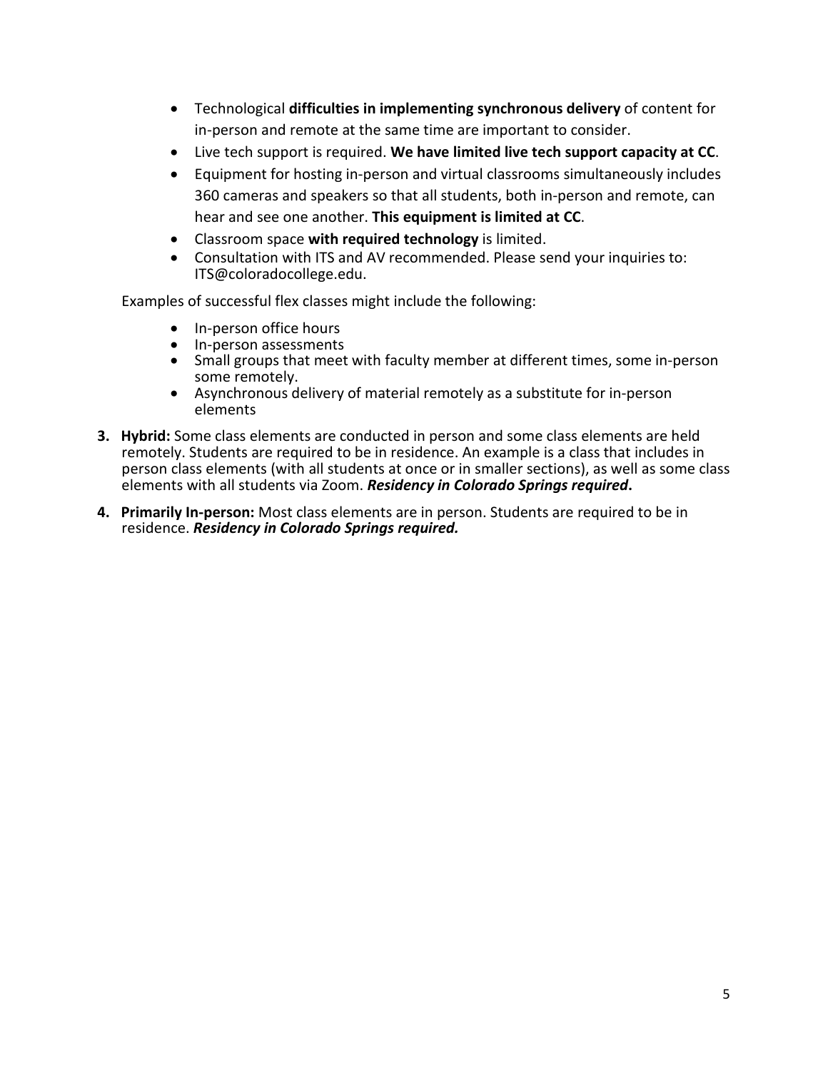- Technological **difficulties in implementing synchronous delivery** of content for in-person and remote at the same time are important to consider.
- Live tech support is required. **We have limited live tech support capacity at CC**.
- Equipment for hosting in-person and virtual classrooms simultaneously includes 360 cameras and speakers so that all students, both in-person and remote, can hear and see one another. **This equipment is limited at CC**.
- Classroom space **with required technology** is limited.
- Consultation with ITS and AV recommended. Please send your inquiries to: ITS@coloradocollege.edu.

Examples of successful flex classes might include the following:

- In-person office hours
- In-person assessments
- Small groups that meet with faculty member at different times, some in-person some remotely.
- Asynchronous delivery of material remotely as a substitute for in-person elements

3. **Hybrid:** Some class elements are conducted in person and some class elements are held remotely. Students are required to be in residence. An example is a class that includes in person class elements (with all students at once or in smaller sections), as well as some class elements with all students via Zoom. ***Residency in Colorado Springs required*.**

4. **Primarily In-person:** Most class elements are in person. Students are required to be in residence. ***Residency in Colorado Springs required.***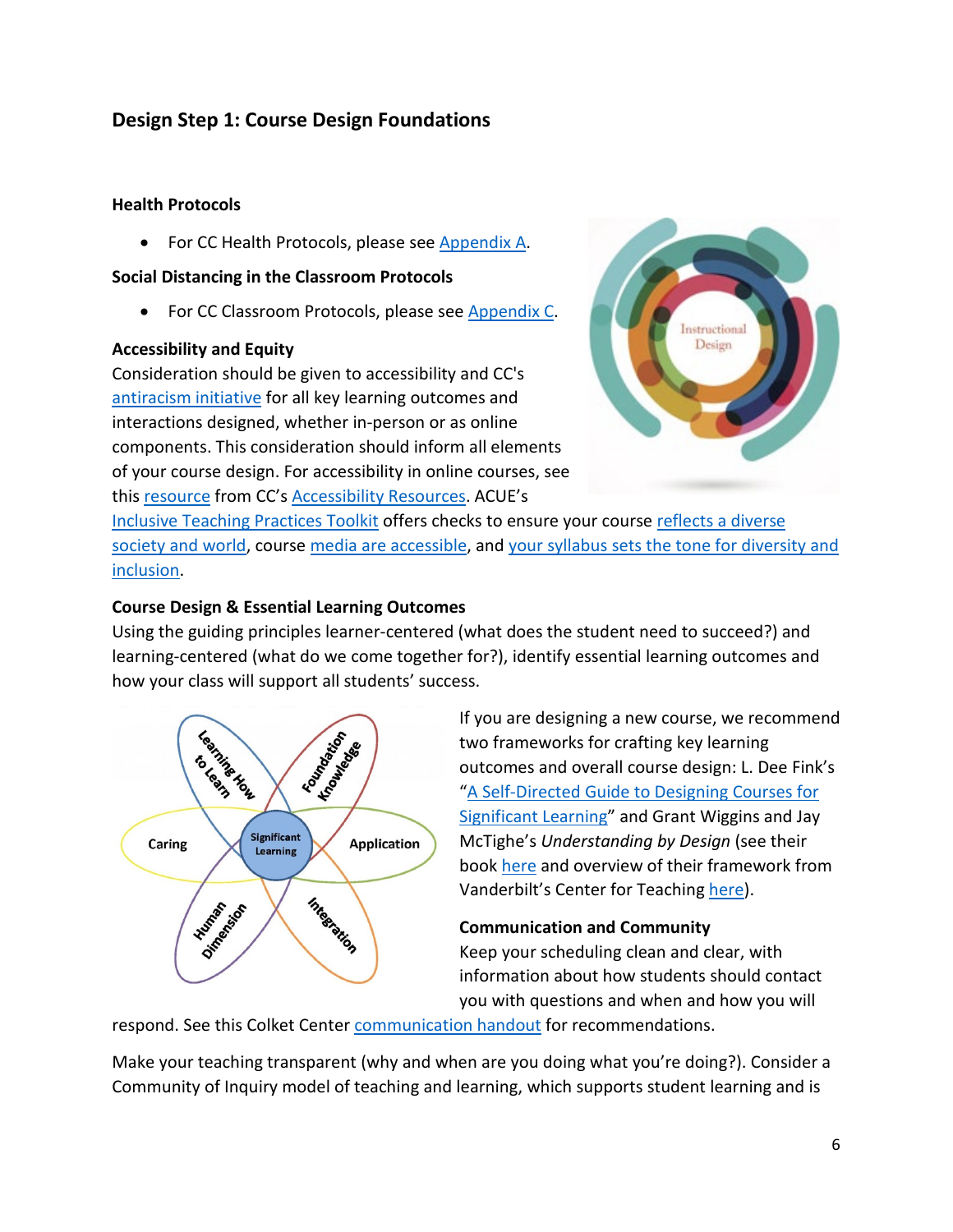## Design Step 1: Course Design Foundations

### Health Protocols

- For CC Health Protocols, please see Appendix A.

### Social Distancing in the Classroom Protocols

- For CC Classroom Protocols, please see Appendix C.

### Accessibility and Equity

Consideration should be given to accessibility and CC's antiracism initiative for all key learning outcomes and interactions designed, whether in-person or as online components. This consideration should inform all elements of your course design. For accessibility in online courses, see this resource from CC's Accessibility Resources. ACUE's Inclusive Teaching Practices Toolkit offers checks to ensure your course reflects a diverse society and world, course media are accessible, and your syllabus sets the tone for diversity and inclusion.

### Course Design & Essential Learning Outcomes

Using the guiding principles learner-centered (what does the student need to succeed?) and learning-centered (what do we come together for?), identify essential learning outcomes and how your class will support all students' success.

If you are designing a new course, we recommend two frameworks for crafting key learning outcomes and overall course design: L. Dee Fink's "A Self-Directed Guide to Designing Courses for Significant Learning" and Grant Wiggins and Jay McTighe's *Understanding by Design* (see their book here and overview of their framework from Vanderbilt's Center for Teaching here).

### Communication and Community

Keep your scheduling clean and clear, with information about how students should contact you with questions and when and how you will respond. See this Colket Center communication handout for recommendations.

Make your teaching transparent (why and when are you doing what you're doing?). Consider a Community of Inquiry model of teaching and learning, which supports student learning and is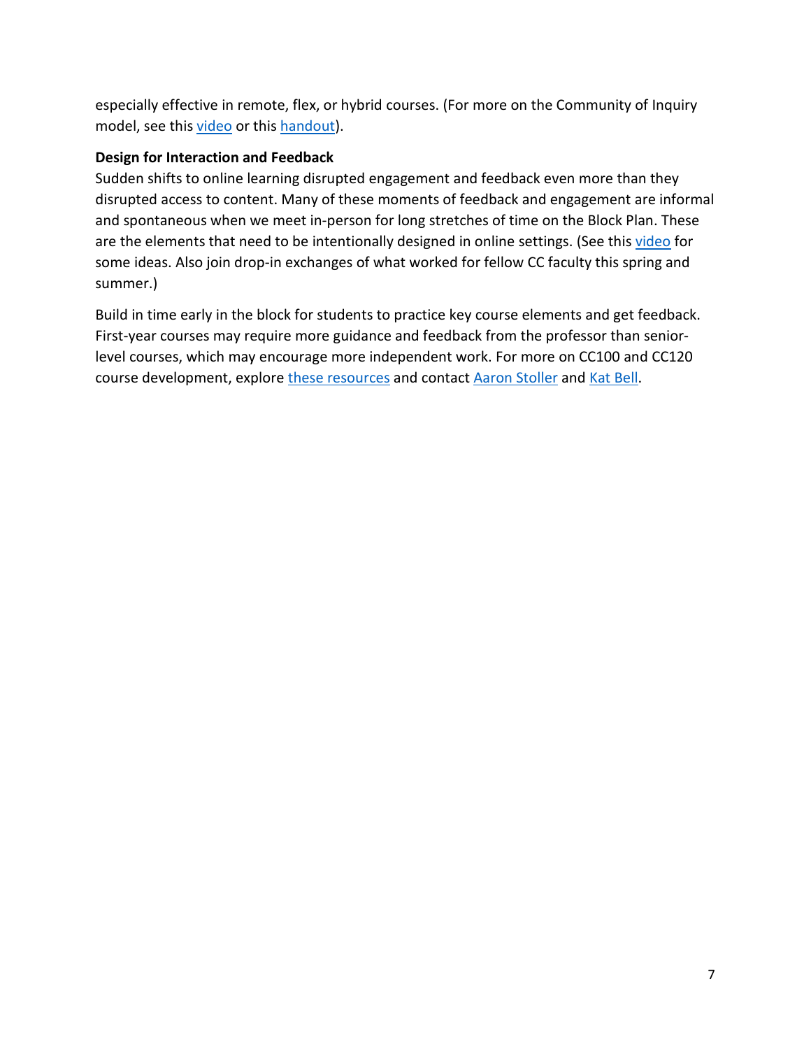especially effective in remote, flex, or hybrid courses. (For more on the Community of Inquiry model, see this video or this handout).

**Design for Interaction and Feedback**

Sudden shifts to online learning disrupted engagement and feedback even more than they disrupted access to content. Many of these moments of feedback and engagement are informal and spontaneous when we meet in-person for long stretches of time on the Block Plan. These are the elements that need to be intentionally designed in online settings. (See this video for some ideas. Also join drop-in exchanges of what worked for fellow CC faculty this spring and summer.)

Build in time early in the block for students to practice key course elements and get feedback. First-year courses may require more guidance and feedback from the professor than senior-level courses, which may encourage more independent work. For more on CC100 and CC120 course development, explore these resources and contact Aaron Stoller and Kat Bell.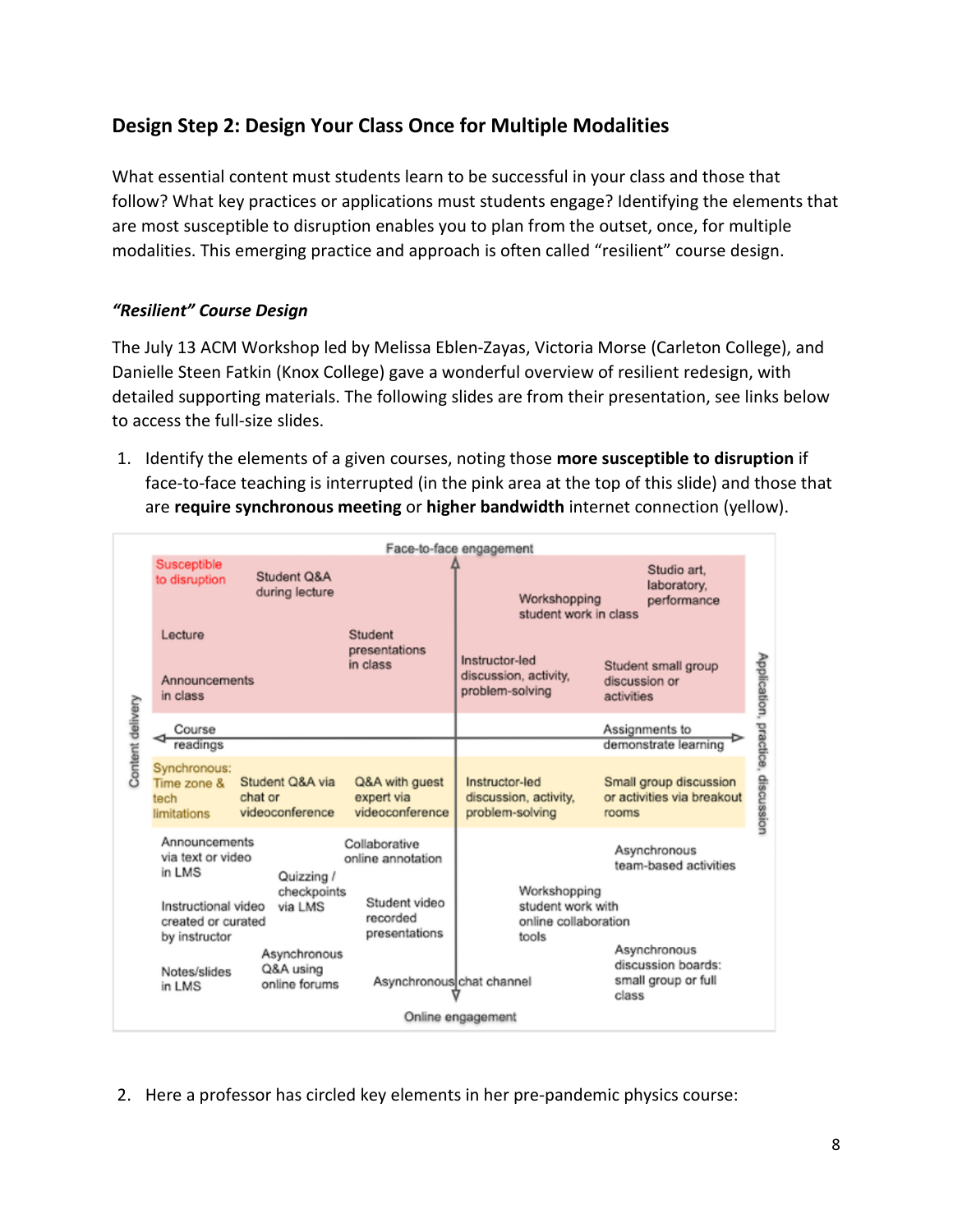## Design Step 2: Design Your Class Once for Multiple Modalities

What essential content must students learn to be successful in your class and those that follow? What key practices or applications must students engage? Identifying the elements that are most susceptible to disruption enables you to plan from the outset, once, for multiple modalities. This emerging practice and approach is often called "resilient" course design.

### *"Resilient" Course Design*

The July 13 ACM Workshop led by Melissa Eblen-Zayas, Victoria Morse (Carleton College), and Danielle Steen Fatkin (Knox College) gave a wonderful overview of resilient redesign, with detailed supporting materials. The following slides are from their presentation, see links below to access the full-size slides.

1. Identify the elements of a given courses, noting those **more susceptible to disruption** if face-to-face teaching is interrupted (in the pink area at the top of this slide) and those that are **require synchronous meeting** or **higher bandwidth** internet connection (yellow).

Face-to-face engagement

Susceptible to disruption

Student Q&A during lecture

Workshopping student work in class

Studio art, laboratory, performance

Lecture

Student presentations in class

Instructor-led discussion, activity, problem-solving

Student small group discussion or activities

Announcements in class

Content delivery

Course readings

Assignments to demonstrate learning

Application, practice, discussion

Synchronous: Time zone & tech limitations

Student Q&A via chat or videoconference

Q&A with guest expert via videoconference

Instructor-led discussion, activity, problem-solving

Small group discussion or activities via breakout rooms

Announcements via text or video in LMS

Collaborative online annotation

Asynchronous team-based activities

Quizzing / checkpoints via LMS

Workshopping student work with online collaboration tools

Instructional video created or curated by instructor

Student video recorded presentations

Asynchronous discussion boards: small group or full class

Asynchronous Q&A using online forums

Notes/slides in LMS

Asynchronous chat channel

Online engagement

2. Here a professor has circled key elements in her pre-pandemic physics course: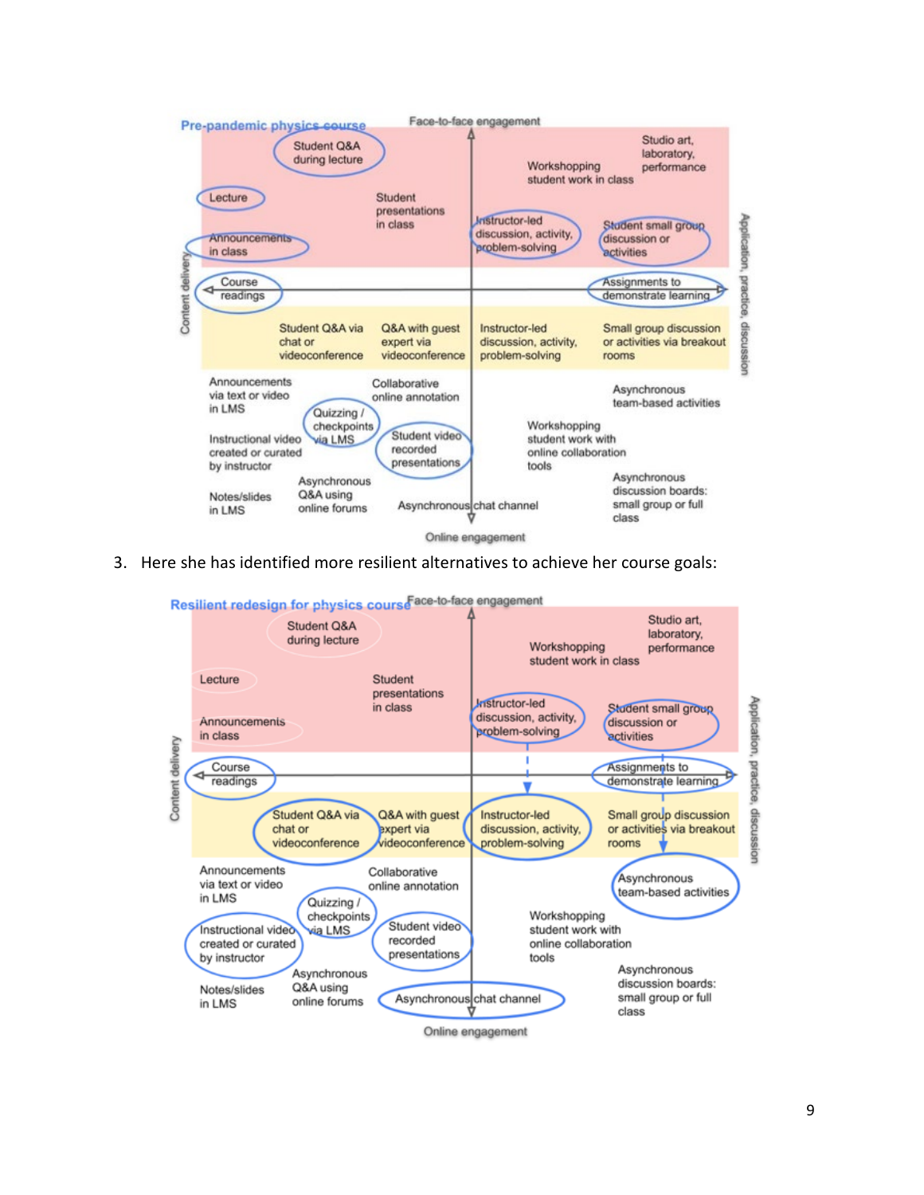**Pre-pandemic physics course**

Face-to-face engagement

Student Q&A during lecture

Lecture

Announcements in class

Student presentations in class

Workshopping student work in class

Studio art, laboratory, performance

Instructor-led discussion, activity, problem-solving

Student small group discussion or activities

Content delivery

Course readings

Assignments to demonstrate learning

Application, practice, discussion

Student Q&A via chat or videoconference

Q&A with guest expert via videoconference

Instructor-led discussion, activity, problem-solving

Small group discussion or activities via breakout rooms

Announcements via text or video in LMS

Collaborative online annotation

Asynchronous team-based activities

Quizzing / checkpoints via LMS

Instructional video created or curated by instructor

Student video recorded presentations

Workshopping student work with online collaboration tools

Asynchronous Q&A using online forums

Notes/slides in LMS

Asynchronous chat channel

Asynchronous discussion boards: small group or full class

Online engagement

3. Here she has identified more resilient alternatives to achieve her course goals:

**Resilient redesign for physics course**

Face-to-face engagement

Student Q&A during lecture

Lecture

Announcements in class

Student presentations in class

Workshopping student work in class

Studio art, laboratory, performance

Instructor-led discussion, activity, problem-solving

Student small group discussion or activities

Content delivery

Course readings

Assignments to demonstrate learning

Application, practice, discussion

Student Q&A via chat or videoconference

Q&A with guest expert via videoconference

Instructor-led discussion, activity, problem-solving

Small group discussion or activities via breakout rooms

Announcements via text or video in LMS

Collaborative online annotation

Asynchronous team-based activities

Quizzing / checkpoints via LMS

Instructional video created or curated by instructor

Student video recorded presentations

Workshopping student work with online collaboration tools

Asynchronous Q&A using online forums

Notes/slides in LMS

Asynchronous chat channel

Asynchronous discussion boards: small group or full class

Online engagement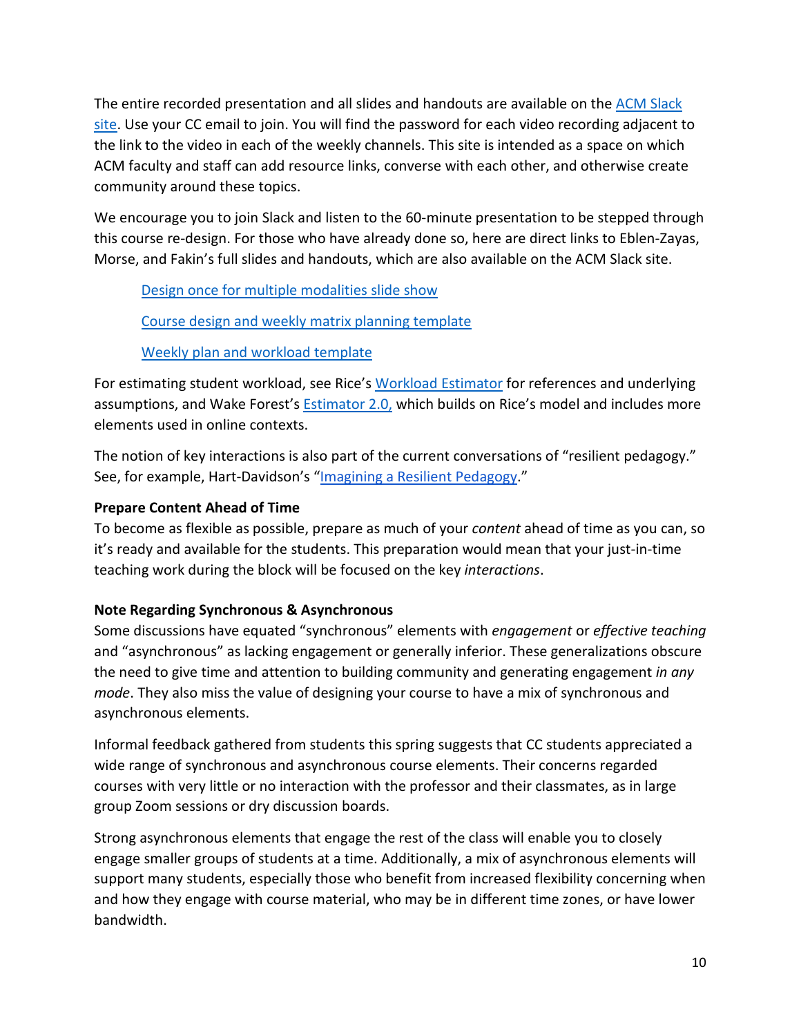The entire recorded presentation and all slides and handouts are available on the ACM Slack site. Use your CC email to join. You will find the password for each video recording adjacent to the link to the video in each of the weekly channels. This site is intended as a space on which ACM faculty and staff can add resource links, converse with each other, and otherwise create community around these topics.

We encourage you to join Slack and listen to the 60-minute presentation to be stepped through this course re-design. For those who have already done so, here are direct links to Eblen-Zayas, Morse, and Fakin's full slides and handouts, which are also available on the ACM Slack site.

> Design once for multiple modalities slide show
>
> Course design and weekly matrix planning template
>
> Weekly plan and workload template

For estimating student workload, see Rice's Workload Estimator for references and underlying assumptions, and Wake Forest's Estimator 2.0, which builds on Rice's model and includes more elements used in online contexts.

The notion of key interactions is also part of the current conversations of "resilient pedagogy." See, for example, Hart-Davidson's "Imagining a Resilient Pedagogy."

**Prepare Content Ahead of Time**

To become as flexible as possible, prepare as much of your *content* ahead of time as you can, so it's ready and available for the students. This preparation would mean that your just-in-time teaching work during the block will be focused on the key *interactions*.

**Note Regarding Synchronous & Asynchronous**

Some discussions have equated "synchronous" elements with *engagement* or *effective teaching* and "asynchronous" as lacking engagement or generally inferior. These generalizations obscure the need to give time and attention to building community and generating engagement *in any mode*. They also miss the value of designing your course to have a mix of synchronous and asynchronous elements.

Informal feedback gathered from students this spring suggests that CC students appreciated a wide range of synchronous and asynchronous course elements. Their concerns regarded courses with very little or no interaction with the professor and their classmates, as in large group Zoom sessions or dry discussion boards.

Strong asynchronous elements that engage the rest of the class will enable you to closely engage smaller groups of students at a time. Additionally, a mix of asynchronous elements will support many students, especially those who benefit from increased flexibility concerning when and how they engage with course material, who may be in different time zones, or have lower bandwidth.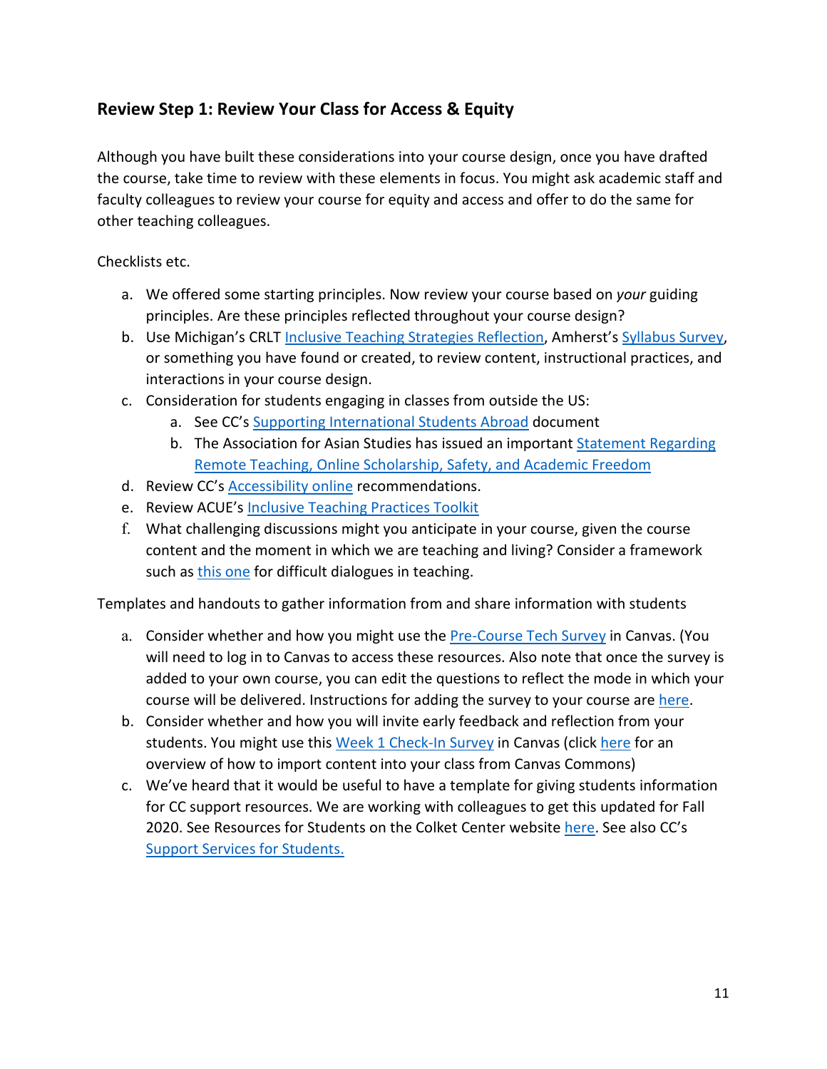## Review Step 1: Review Your Class for Access & Equity

Although you have built these considerations into your course design, once you have drafted the course, take time to review with these elements in focus. You might ask academic staff and faculty colleagues to review your course for equity and access and offer to do the same for other teaching colleagues.

Checklists etc.

a. We offered some starting principles. Now review your course based on *your* guiding principles. Are these principles reflected throughout your course design?
b. Use Michigan's CRLT Inclusive Teaching Strategies Reflection, Amherst's Syllabus Survey, or something you have found or created, to review content, instructional practices, and interactions in your course design.
c. Consideration for students engaging in classes from outside the US:
    a. See CC's Supporting International Students Abroad document
    b. The Association for Asian Studies has issued an important Statement Regarding Remote Teaching, Online Scholarship, Safety, and Academic Freedom
d. Review CC's Accessibility online recommendations.
e. Review ACUE's Inclusive Teaching Practices Toolkit
f. What challenging discussions might you anticipate in your course, given the course content and the moment in which we are teaching and living? Consider a framework such as this one for difficult dialogues in teaching.

Templates and handouts to gather information from and share information with students

a. Consider whether and how you might use the Pre-Course Tech Survey in Canvas. (You will need to log in to Canvas to access these resources. Also note that once the survey is added to your own course, you can edit the questions to reflect the mode in which your course will be delivered. Instructions for adding the survey to your course are here.
b. Consider whether and how you will invite early feedback and reflection from your students. You might use this Week 1 Check-In Survey in Canvas (click here for an overview of how to import content into your class from Canvas Commons)
c. We've heard that it would be useful to have a template for giving students information for CC support resources. We are working with colleagues to get this updated for Fall 2020. See Resources for Students on the Colket Center website here. See also CC's Support Services for Students.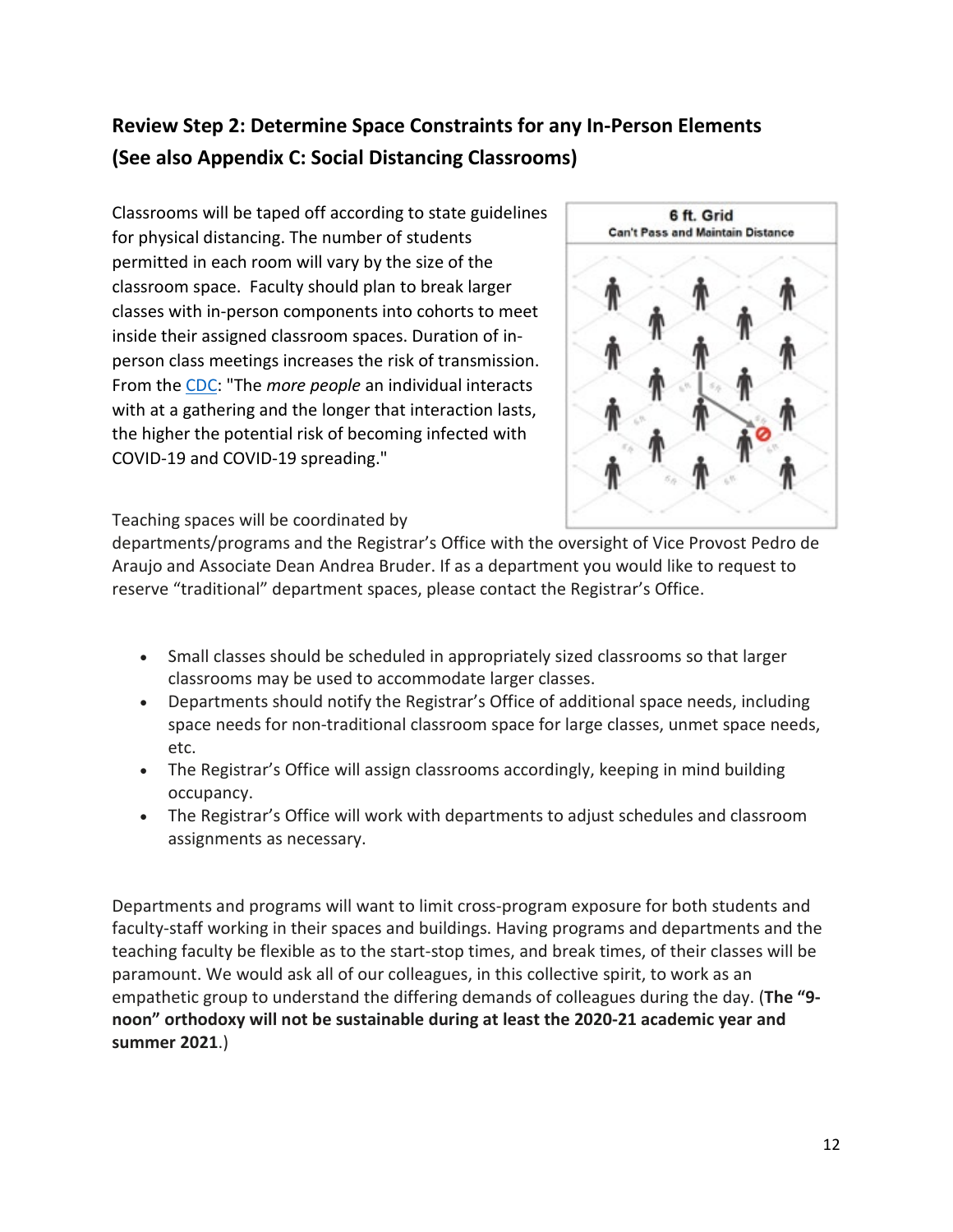## Review Step 2: Determine Space Constraints for any In-Person Elements (See also Appendix C: Social Distancing Classrooms)

Classrooms will be taped off according to state guidelines for physical distancing. The number of students permitted in each room will vary by the size of the classroom space. Faculty should plan to break larger classes with in-person components into cohorts to meet inside their assigned classroom spaces. Duration of in-person class meetings increases the risk of transmission. From the CDC: "The *more people* an individual interacts with at a gathering and the longer that interaction lasts, the higher the potential risk of becoming infected with COVID-19 and COVID-19 spreading."

Teaching spaces will be coordinated by departments/programs and the Registrar's Office with the oversight of Vice Provost Pedro de Araujo and Associate Dean Andrea Bruder. If as a department you would like to request to reserve "traditional" department spaces, please contact the Registrar's Office.

- Small classes should be scheduled in appropriately sized classrooms so that larger classrooms may be used to accommodate larger classes.
- Departments should notify the Registrar's Office of additional space needs, including space needs for non-traditional classroom space for large classes, unmet space needs, etc.
- The Registrar's Office will assign classrooms accordingly, keeping in mind building occupancy.
- The Registrar's Office will work with departments to adjust schedules and classroom assignments as necessary.

Departments and programs will want to limit cross-program exposure for both students and faculty-staff working in their spaces and buildings. Having programs and departments and the teaching faculty be flexible as to the start-stop times, and break times, of their classes will be paramount. We would ask all of our colleagues, in this collective spirit, to work as an empathetic group to understand the differing demands of colleagues during the day. (**The "9-noon" orthodoxy will not be sustainable during at least the 2020-21 academic year and summer 2021**.)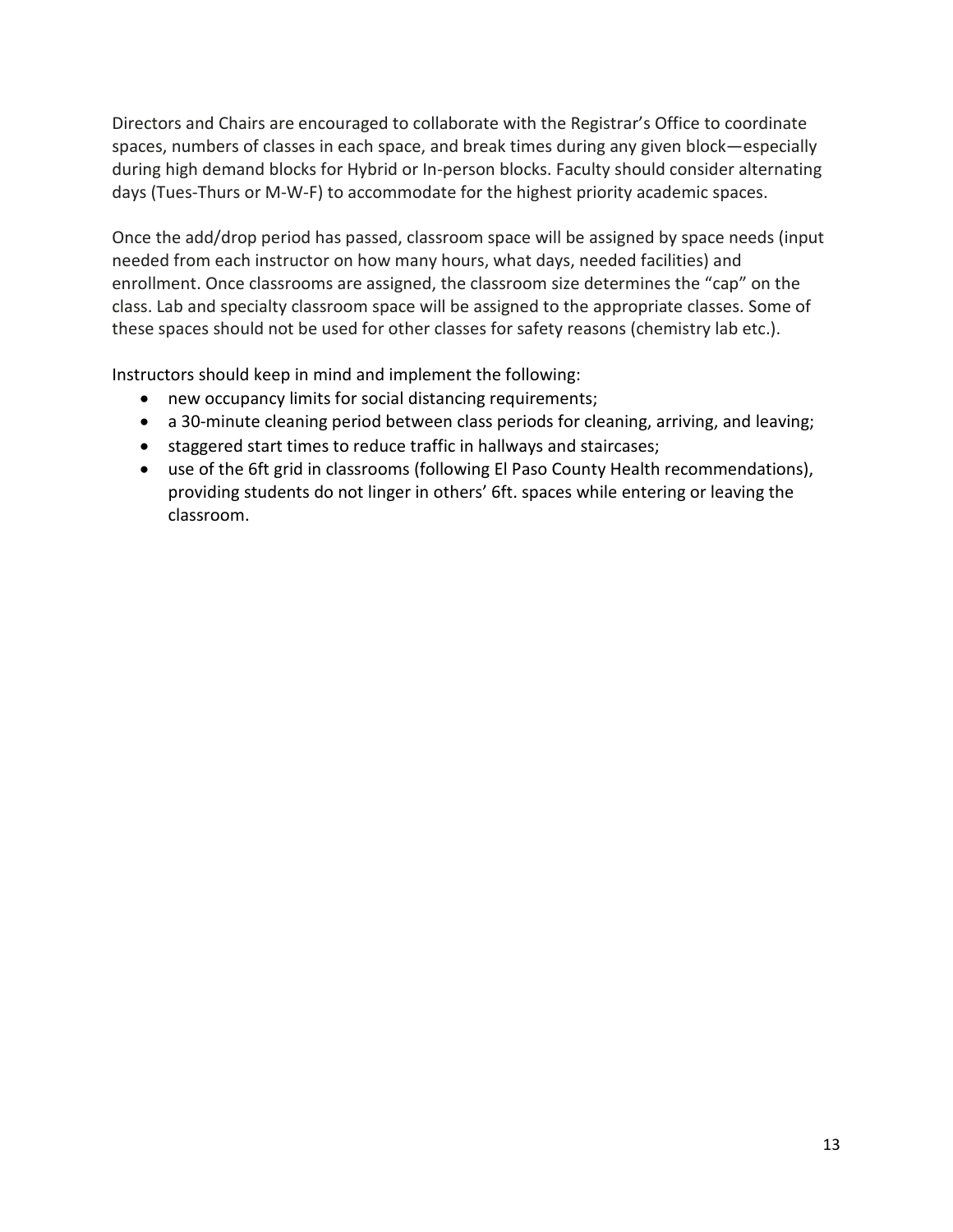Directors and Chairs are encouraged to collaborate with the Registrar's Office to coordinate spaces, numbers of classes in each space, and break times during any given block—especially during high demand blocks for Hybrid or In-person blocks. Faculty should consider alternating days (Tues-Thurs or M-W-F) to accommodate for the highest priority academic spaces.

Once the add/drop period has passed, classroom space will be assigned by space needs (input needed from each instructor on how many hours, what days, needed facilities) and enrollment. Once classrooms are assigned, the classroom size determines the "cap" on the class. Lab and specialty classroom space will be assigned to the appropriate classes. Some of these spaces should not be used for other classes for safety reasons (chemistry lab etc.).

Instructors should keep in mind and implement the following:

- new occupancy limits for social distancing requirements;
- a 30-minute cleaning period between class periods for cleaning, arriving, and leaving;
- staggered start times to reduce traffic in hallways and staircases;
- use of the 6ft grid in classrooms (following El Paso County Health recommendations), providing students do not linger in others' 6ft. spaces while entering or leaving the classroom.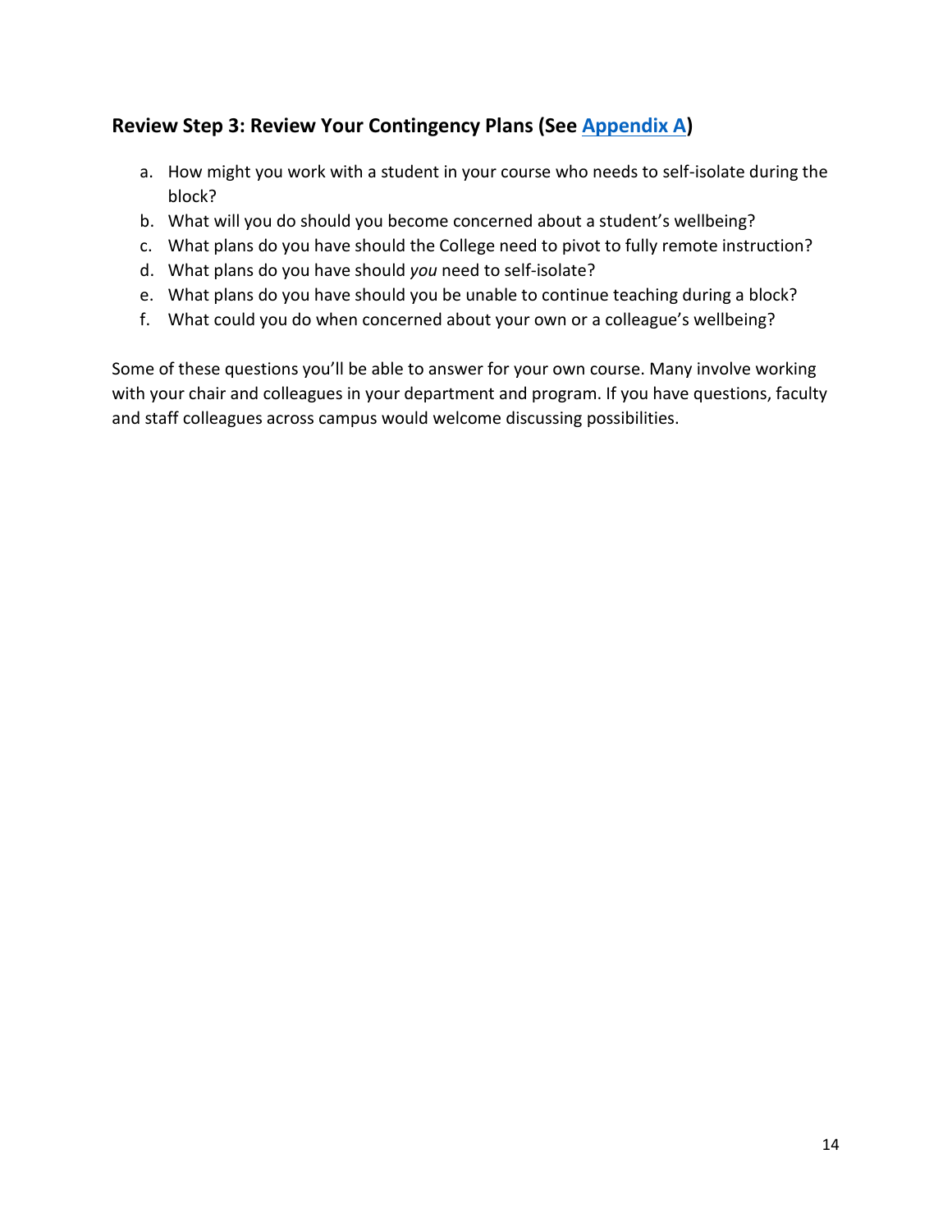## Review Step 3: Review Your Contingency Plans (See Appendix A)

a. How might you work with a student in your course who needs to self-isolate during the block?
b. What will you do should you become concerned about a student's wellbeing?
c. What plans do you have should the College need to pivot to fully remote instruction?
d. What plans do you have should *you* need to self-isolate?
e. What plans do you have should you be unable to continue teaching during a block?
f. What could you do when concerned about your own or a colleague's wellbeing?

Some of these questions you'll be able to answer for your own course. Many involve working with your chair and colleagues in your department and program. If you have questions, faculty and staff colleagues across campus would welcome discussing possibilities.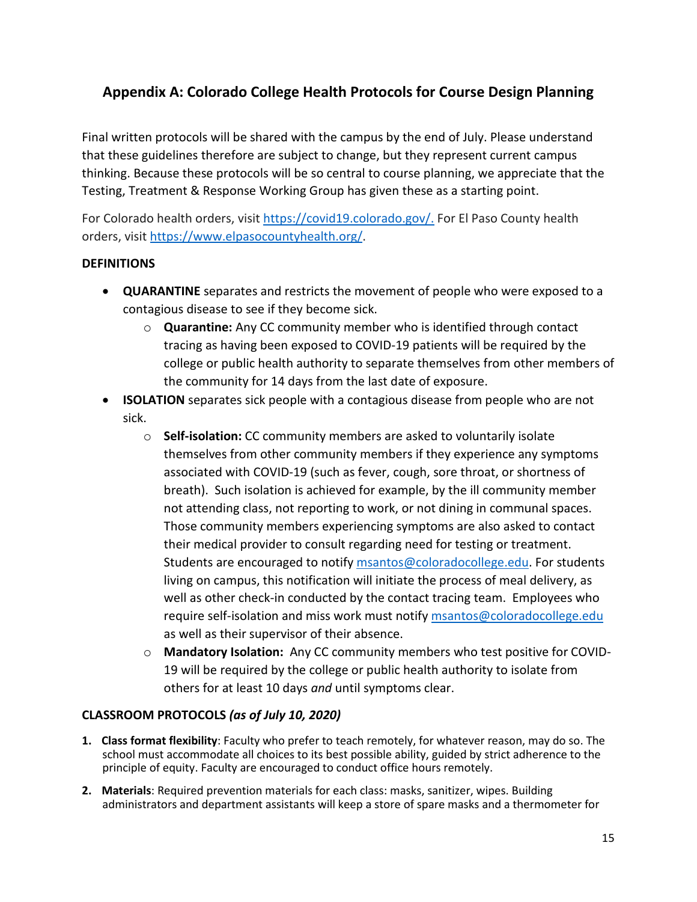## Appendix A: Colorado College Health Protocols for Course Design Planning

Final written protocols will be shared with the campus by the end of July. Please understand that these guidelines therefore are subject to change, but they represent current campus thinking. Because these protocols will be so central to course planning, we appreciate that the Testing, Treatment & Response Working Group has given these as a starting point.

For Colorado health orders, visit [https://covid19.colorado.gov/.](https://covid19.colorado.gov/) For El Paso County health orders, visit [https://www.elpasocountyhealth.org/](https://www.elpasocountyhealth.org/).

**DEFINITIONS**

- **QUARANTINE** separates and restricts the movement of people who were exposed to a contagious disease to see if they become sick.
  - **Quarantine:** Any CC community member who is identified through contact tracing as having been exposed to COVID-19 patients will be required by the college or public health authority to separate themselves from other members of the community for 14 days from the last date of exposure.
- **ISOLATION** separates sick people with a contagious disease from people who are not sick.
  - **Self-isolation:** CC community members are asked to voluntarily isolate themselves from other community members if they experience any symptoms associated with COVID-19 (such as fever, cough, sore throat, or shortness of breath). Such isolation is achieved for example, by the ill community member not attending class, not reporting to work, or not dining in communal spaces. Those community members experiencing symptoms are also asked to contact their medical provider to consult regarding need for testing or treatment. Students are encouraged to notify msantos@coloradocollege.edu. For students living on campus, this notification will initiate the process of meal delivery, as well as other check-in conducted by the contact tracing team. Employees who require self-isolation and miss work must notify msantos@coloradocollege.edu as well as their supervisor of their absence.
  - **Mandatory Isolation:** Any CC community members who test positive for COVID-19 will be required by the college or public health authority to isolate from others for at least 10 days *and* until symptoms clear.

**CLASSROOM PROTOCOLS** ***(as of July 10, 2020)***

1. **Class format flexibility**: Faculty who prefer to teach remotely, for whatever reason, may do so. The school must accommodate all choices to its best possible ability, guided by strict adherence to the principle of equity. Faculty are encouraged to conduct office hours remotely.
2. **Materials**: Required prevention materials for each class: masks, sanitizer, wipes. Building administrators and department assistants will keep a store of spare masks and a thermometer for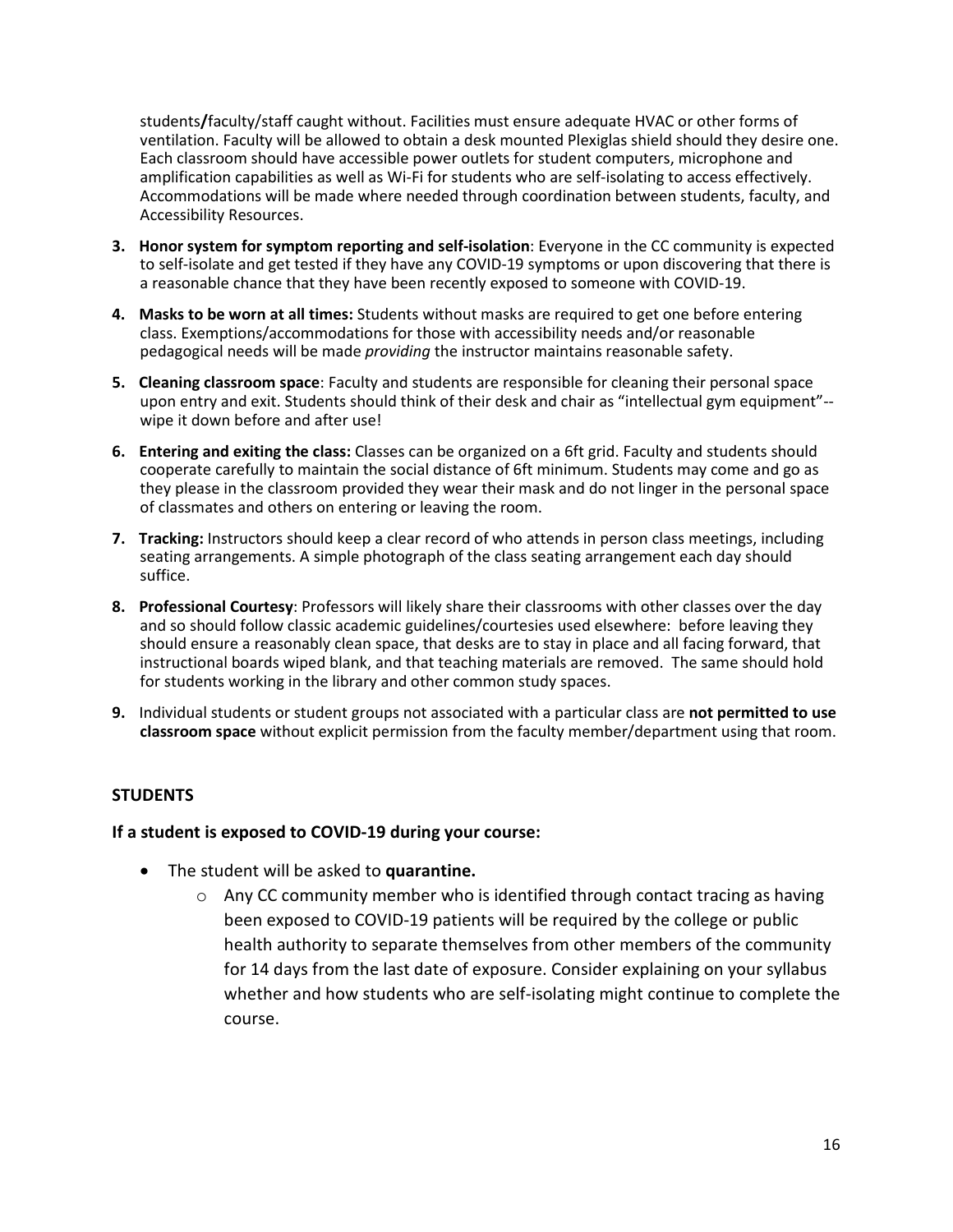students**/**faculty/staff caught without. Facilities must ensure adequate HVAC or other forms of ventilation. Faculty will be allowed to obtain a desk mounted Plexiglas shield should they desire one. Each classroom should have accessible power outlets for student computers, microphone and amplification capabilities as well as Wi-Fi for students who are self-isolating to access effectively. Accommodations will be made where needed through coordination between students, faculty, and Accessibility Resources.

3. **Honor system for symptom reporting and self-isolation**: Everyone in the CC community is expected to self-isolate and get tested if they have any COVID-19 symptoms or upon discovering that there is a reasonable chance that they have been recently exposed to someone with COVID-19.
4. **Masks to be worn at all times:** Students without masks are required to get one before entering class. Exemptions/accommodations for those with accessibility needs and/or reasonable pedagogical needs will be made *providing* the instructor maintains reasonable safety.
5. **Cleaning classroom space**: Faculty and students are responsible for cleaning their personal space upon entry and exit. Students should think of their desk and chair as "intellectual gym equipment"--wipe it down before and after use!
6. **Entering and exiting the class:** Classes can be organized on a 6ft grid. Faculty and students should cooperate carefully to maintain the social distance of 6ft minimum. Students may come and go as they please in the classroom provided they wear their mask and do not linger in the personal space of classmates and others on entering or leaving the room.
7. **Tracking:** Instructors should keep a clear record of who attends in person class meetings, including seating arrangements. A simple photograph of the class seating arrangement each day should suffice.
8. **Professional Courtesy**: Professors will likely share their classrooms with other classes over the day and so should follow classic academic guidelines/courtesies used elsewhere: before leaving they should ensure a reasonably clean space, that desks are to stay in place and all facing forward, that instructional boards wiped blank, and that teaching materials are removed. The same should hold for students working in the library and other common study spaces.
9. Individual students or student groups not associated with a particular class are **not permitted to use classroom space** without explicit permission from the faculty member/department using that room.

## STUDENTS

### If a student is exposed to COVID-19 during your course:

- The student will be asked to **quarantine.**
  - Any CC community member who is identified through contact tracing as having been exposed to COVID-19 patients will be required by the college or public health authority to separate themselves from other members of the community for 14 days from the last date of exposure. Consider explaining on your syllabus whether and how students who are self-isolating might continue to complete the course.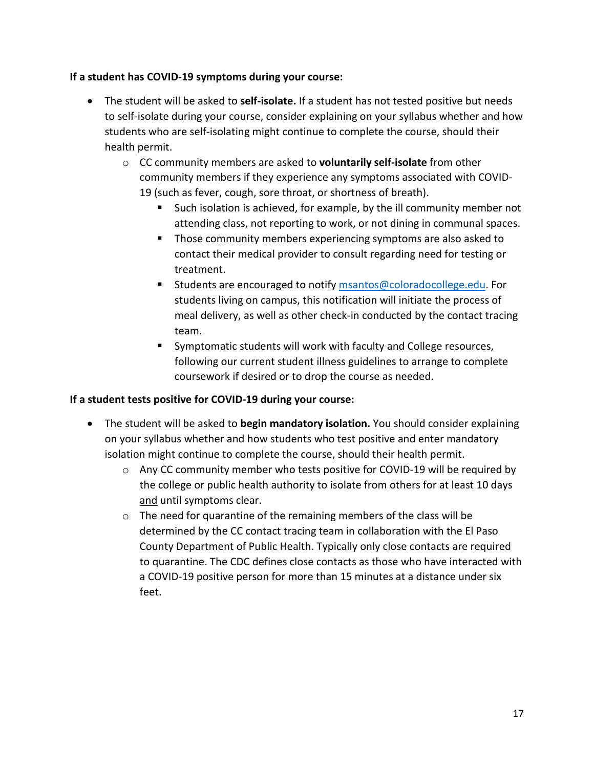**If a student has COVID-19 symptoms during your course:**

- The student will be asked to **self-isolate.** If a student has not tested positive but needs to self-isolate during your course, consider explaining on your syllabus whether and how students who are self-isolating might continue to complete the course, should their health permit.
  - CC community members are asked to **voluntarily self-isolate** from other community members if they experience any symptoms associated with COVID-19 (such as fever, cough, sore throat, or shortness of breath).
    - Such isolation is achieved, for example, by the ill community member not attending class, not reporting to work, or not dining in communal spaces.
    - Those community members experiencing symptoms are also asked to contact their medical provider to consult regarding need for testing or treatment.
    - Students are encouraged to notify [msantos@coloradocollege.edu](mailto:msantos@coloradocollege.edu). For students living on campus, this notification will initiate the process of meal delivery, as well as other check-in conducted by the contact tracing team.
    - Symptomatic students will work with faculty and College resources, following our current student illness guidelines to arrange to complete coursework if desired or to drop the course as needed.

**If a student tests positive for COVID-19 during your course:**

- The student will be asked to **begin mandatory isolation.** You should consider explaining on your syllabus whether and how students who test positive and enter mandatory isolation might continue to complete the course, should their health permit.
  - Any CC community member who tests positive for COVID-19 will be required by the college or public health authority to isolate from others for at least 10 days <u>and</u> until symptoms clear.
  - The need for quarantine of the remaining members of the class will be determined by the CC contact tracing team in collaboration with the El Paso County Department of Public Health. Typically only close contacts are required to quarantine. The CDC defines close contacts as those who have interacted with a COVID-19 positive person for more than 15 minutes at a distance under six feet.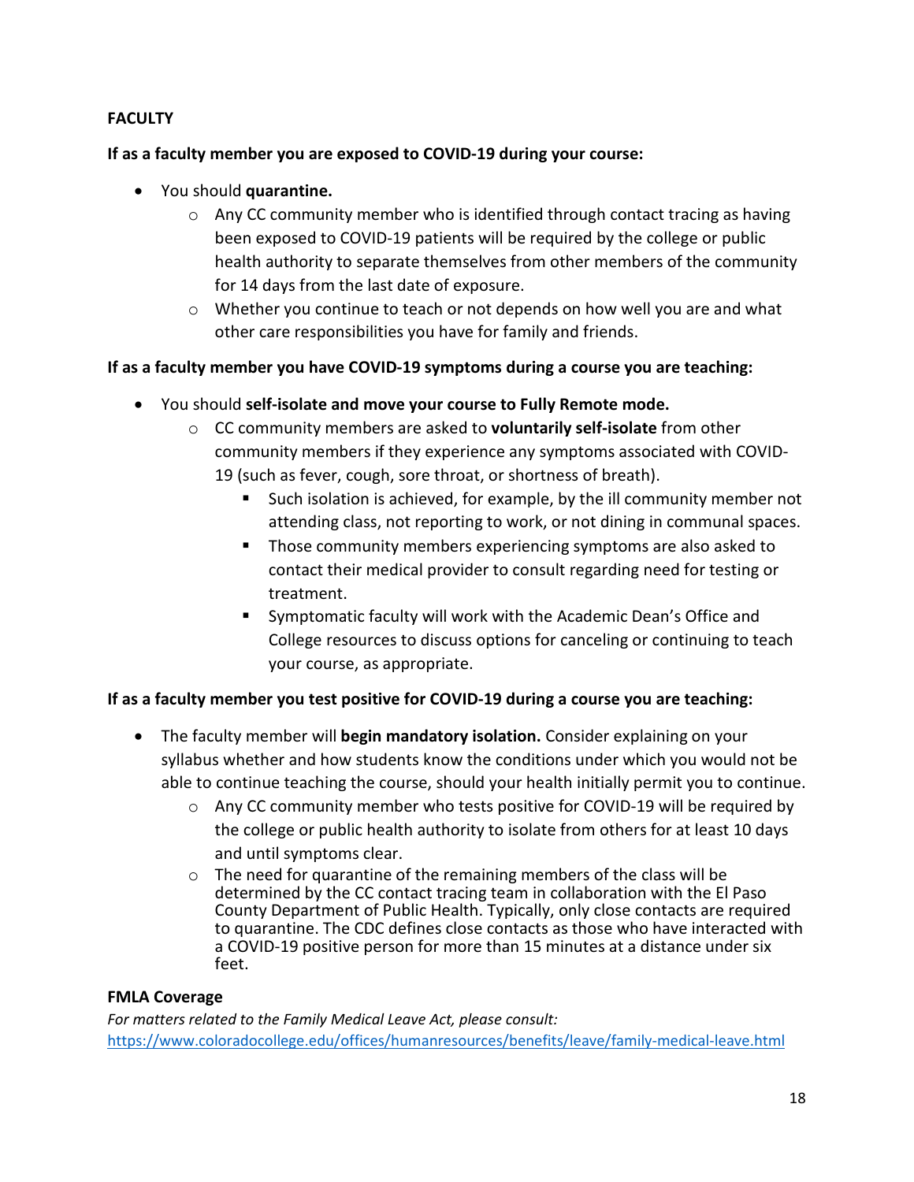**FACULTY**

**If as a faculty member you are exposed to COVID-19 during your course:**

- You should **quarantine.**
  - Any CC community member who is identified through contact tracing as having been exposed to COVID-19 patients will be required by the college or public health authority to separate themselves from other members of the community for 14 days from the last date of exposure.
  - Whether you continue to teach or not depends on how well you are and what other care responsibilities you have for family and friends.

**If as a faculty member you have COVID-19 symptoms during a course you are teaching:**

- You should **self-isolate and move your course to Fully Remote mode.**
  - CC community members are asked to **voluntarily self-isolate** from other community members if they experience any symptoms associated with COVID-19 (such as fever, cough, sore throat, or shortness of breath).
    - Such isolation is achieved, for example, by the ill community member not attending class, not reporting to work, or not dining in communal spaces.
    - Those community members experiencing symptoms are also asked to contact their medical provider to consult regarding need for testing or treatment.
    - Symptomatic faculty will work with the Academic Dean's Office and College resources to discuss options for canceling or continuing to teach your course, as appropriate.

**If as a faculty member you test positive for COVID-19 during a course you are teaching:**

- The faculty member will **begin mandatory isolation.** Consider explaining on your syllabus whether and how students know the conditions under which you would not be able to continue teaching the course, should your health initially permit you to continue.
  - Any CC community member who tests positive for COVID-19 will be required by the college or public health authority to isolate from others for at least 10 days and until symptoms clear.
  - The need for quarantine of the remaining members of the class will be determined by the CC contact tracing team in collaboration with the El Paso County Department of Public Health. Typically, only close contacts are required to quarantine. The CDC defines close contacts as those who have interacted with a COVID-19 positive person for more than 15 minutes at a distance under six feet.

**FMLA Coverage**

*For matters related to the Family Medical Leave Act, please consult:*
https://www.coloradocollege.edu/offices/humanresources/benefits/leave/family-medical-leave.html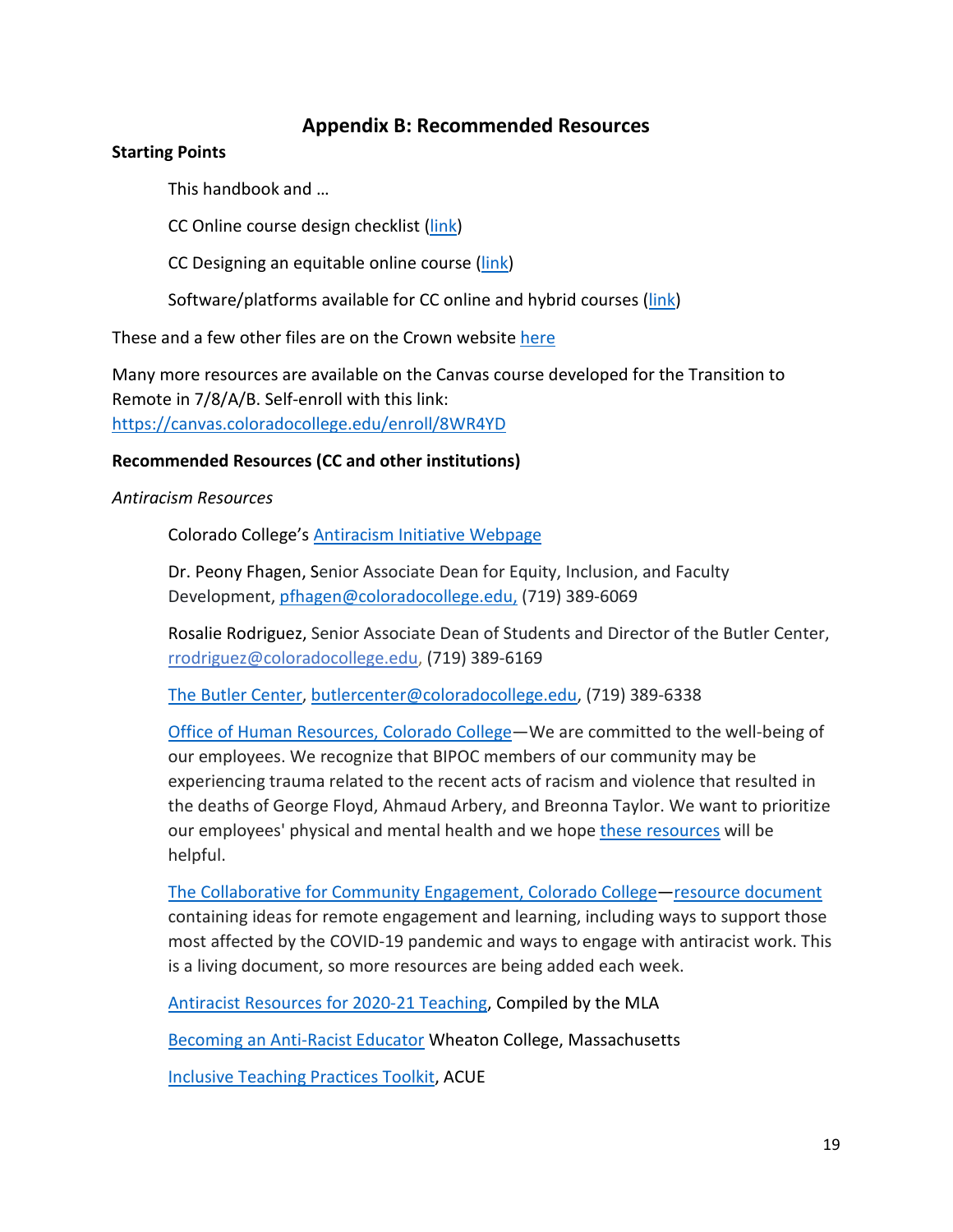## Appendix B: Recommended Resources

**Starting Points**

This handbook and …

CC Online course design checklist (link)

CC Designing an equitable online course (link)

Software/platforms available for CC online and hybrid courses (link)

These and a few other files are on the Crown website here

Many more resources are available on the Canvas course developed for the Transition to Remote in 7/8/A/B. Self-enroll with this link: https://canvas.coloradocollege.edu/enroll/8WR4YD

**Recommended Resources (CC and other institutions)**

*Antiracism Resources*

Colorado College's Antiracism Initiative Webpage

Dr. Peony Fhagen, Senior Associate Dean for Equity, Inclusion, and Faculty Development, pfhagen@coloradocollege.edu, (719) 389-6069

Rosalie Rodriguez, Senior Associate Dean of Students and Director of the Butler Center, rrodriguez@coloradocollege.edu, (719) 389-6169

The Butler Center, butlercenter@coloradocollege.edu, (719) 389-6338

Office of Human Resources, Colorado College—We are committed to the well-being of our employees. We recognize that BIPOC members of our community may be experiencing trauma related to the recent acts of racism and violence that resulted in the deaths of George Floyd, Ahmaud Arbery, and Breonna Taylor. We want to prioritize our employees' physical and mental health and we hope these resources will be helpful.

The Collaborative for Community Engagement, Colorado College—resource document containing ideas for remote engagement and learning, including ways to support those most affected by the COVID-19 pandemic and ways to engage with antiracist work. This is a living document, so more resources are being added each week.

Antiracist Resources for 2020-21 Teaching, Compiled by the MLA

Becoming an Anti-Racist Educator Wheaton College, Massachusetts

Inclusive Teaching Practices Toolkit, ACUE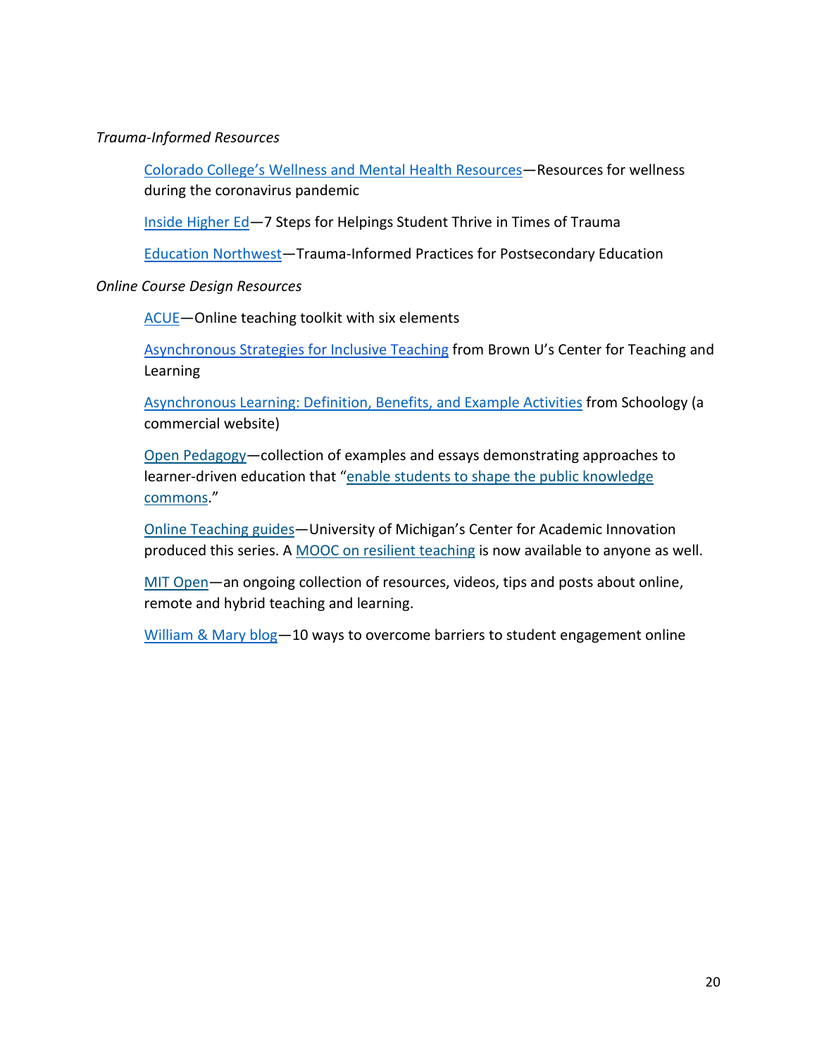*Trauma-Informed Resources*

Colorado College's Wellness and Mental Health Resources—Resources for wellness during the coronavirus pandemic

Inside Higher Ed—7 Steps for Helpings Student Thrive in Times of Trauma

Education Northwest—Trauma-Informed Practices for Postsecondary Education

*Online Course Design Resources*

ACUE—Online teaching toolkit with six elements

Asynchronous Strategies for Inclusive Teaching from Brown U's Center for Teaching and Learning

Asynchronous Learning: Definition, Benefits, and Example Activities from Schoology (a commercial website)

Open Pedagogy—collection of examples and essays demonstrating approaches to learner-driven education that "enable students to shape the public knowledge commons."

Online Teaching guides—University of Michigan's Center for Academic Innovation produced this series. A MOOC on resilient teaching is now available to anyone as well.

MIT Open—an ongoing collection of resources, videos, tips and posts about online, remote and hybrid teaching and learning.

William & Mary blog—10 ways to overcome barriers to student engagement online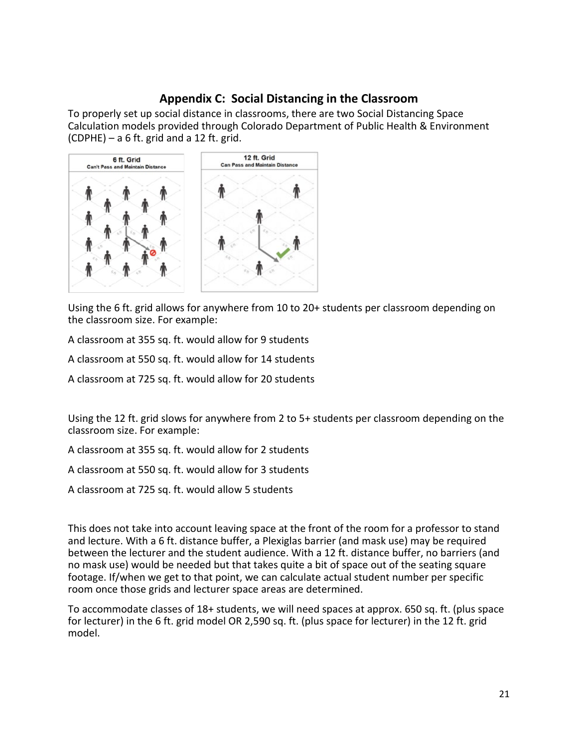## Appendix C: Social Distancing in the Classroom

To properly set up social distance in classrooms, there are two Social Distancing Space Calculation models provided through Colorado Department of Public Health & Environment (CDPHE) – a 6 ft. grid and a 12 ft. grid.

Using the 6 ft. grid allows for anywhere from 10 to 20+ students per classroom depending on the classroom size. For example:

A classroom at 355 sq. ft. would allow for 9 students

A classroom at 550 sq. ft. would allow for 14 students

A classroom at 725 sq. ft. would allow for 20 students

Using the 12 ft. grid slows for anywhere from 2 to 5+ students per classroom depending on the classroom size. For example:

A classroom at 355 sq. ft. would allow for 2 students

A classroom at 550 sq. ft. would allow for 3 students

A classroom at 725 sq. ft. would allow 5 students

This does not take into account leaving space at the front of the room for a professor to stand and lecture. With a 6 ft. distance buffer, a Plexiglas barrier (and mask use) may be required between the lecturer and the student audience. With a 12 ft. distance buffer, no barriers (and no mask use) would be needed but that takes quite a bit of space out of the seating square footage. If/when we get to that point, we can calculate actual student number per specific room once those grids and lecturer space areas are determined.

To accommodate classes of 18+ students, we will need spaces at approx. 650 sq. ft. (plus space for lecturer) in the 6 ft. grid model OR 2,590 sq. ft. (plus space for lecturer) in the 12 ft. grid model.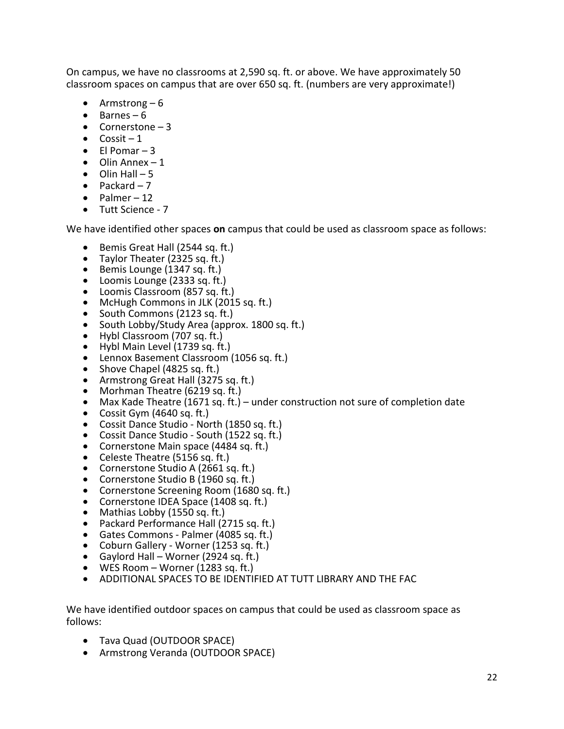On campus, we have no classrooms at 2,590 sq. ft. or above. We have approximately 50 classroom spaces on campus that are over 650 sq. ft. (numbers are very approximate!)

- Armstrong – 6
- Barnes – 6
- Cornerstone – 3
- Cossit – 1
- El Pomar – 3
- Olin Annex – 1
- Olin Hall – 5
- Packard – 7
- Palmer – 12
- Tutt Science - 7

We have identified other spaces **on** campus that could be used as classroom space as follows:

- Bemis Great Hall (2544 sq. ft.)
- Taylor Theater (2325 sq. ft.)
- Bemis Lounge (1347 sq. ft.)
- Loomis Lounge (2333 sq. ft.)
- Loomis Classroom (857 sq. ft.)
- McHugh Commons in JLK (2015 sq. ft.)
- South Commons (2123 sq. ft.)
- South Lobby/Study Area (approx. 1800 sq. ft.)
- Hybl Classroom (707 sq. ft.)
- Hybl Main Level (1739 sq. ft.)
- Lennox Basement Classroom (1056 sq. ft.)
- Shove Chapel (4825 sq. ft.)
- Armstrong Great Hall (3275 sq. ft.)
- Morhman Theatre (6219 sq. ft.)
- Max Kade Theatre (1671 sq. ft.) – under construction not sure of completion date
- Cossit Gym (4640 sq. ft.)
- Cossit Dance Studio - North (1850 sq. ft.)
- Cossit Dance Studio - South (1522 sq. ft.)
- Cornerstone Main space (4484 sq. ft.)
- Celeste Theatre (5156 sq. ft.)
- Cornerstone Studio A (2661 sq. ft.)
- Cornerstone Studio B (1960 sq. ft.)
- Cornerstone Screening Room (1680 sq. ft.)
- Cornerstone IDEA Space (1408 sq. ft.)
- Mathias Lobby (1550 sq. ft.)
- Packard Performance Hall (2715 sq. ft.)
- Gates Commons - Palmer (4085 sq. ft.)
- Coburn Gallery - Worner (1253 sq. ft.)
- Gaylord Hall – Worner (2924 sq. ft.)
- WES Room – Worner (1283 sq. ft.)
- ADDITIONAL SPACES TO BE IDENTIFIED AT TUTT LIBRARY AND THE FAC

We have identified outdoor spaces on campus that could be used as classroom space as follows:

- Tava Quad (OUTDOOR SPACE)
- Armstrong Veranda (OUTDOOR SPACE)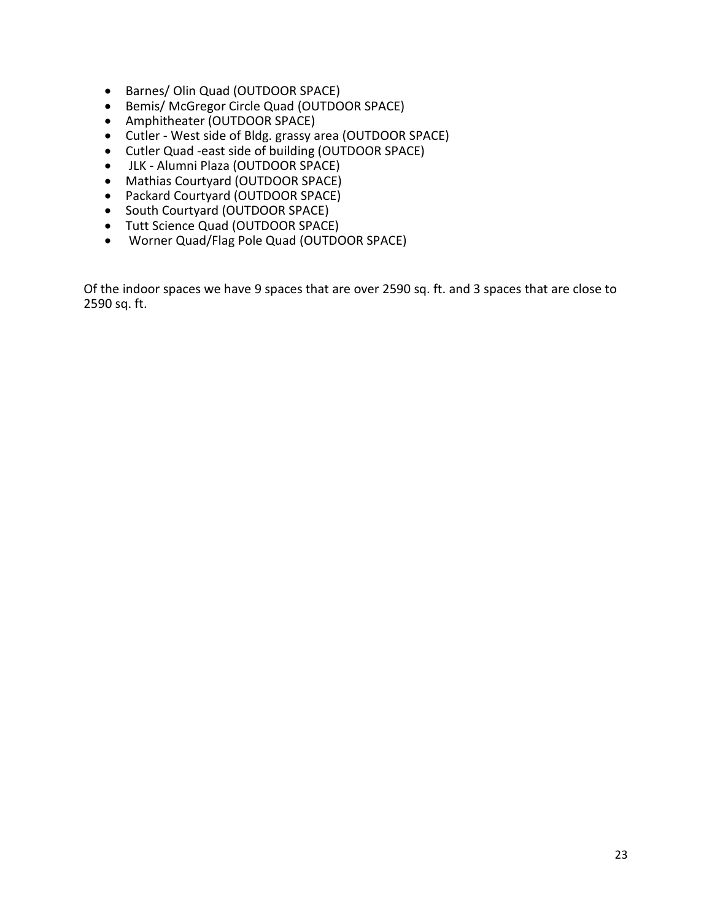- Barnes/ Olin Quad (OUTDOOR SPACE)
- Bemis/ McGregor Circle Quad (OUTDOOR SPACE)
- Amphitheater (OUTDOOR SPACE)
- Cutler - West side of Bldg. grassy area (OUTDOOR SPACE)
- Cutler Quad -east side of building (OUTDOOR SPACE)
- JLK - Alumni Plaza (OUTDOOR SPACE)
- Mathias Courtyard (OUTDOOR SPACE)
- Packard Courtyard (OUTDOOR SPACE)
- South Courtyard (OUTDOOR SPACE)
- Tutt Science Quad (OUTDOOR SPACE)
- Worner Quad/Flag Pole Quad (OUTDOOR SPACE)

Of the indoor spaces we have 9 spaces that are over 2590 sq. ft. and 3 spaces that are close to 2590 sq. ft.